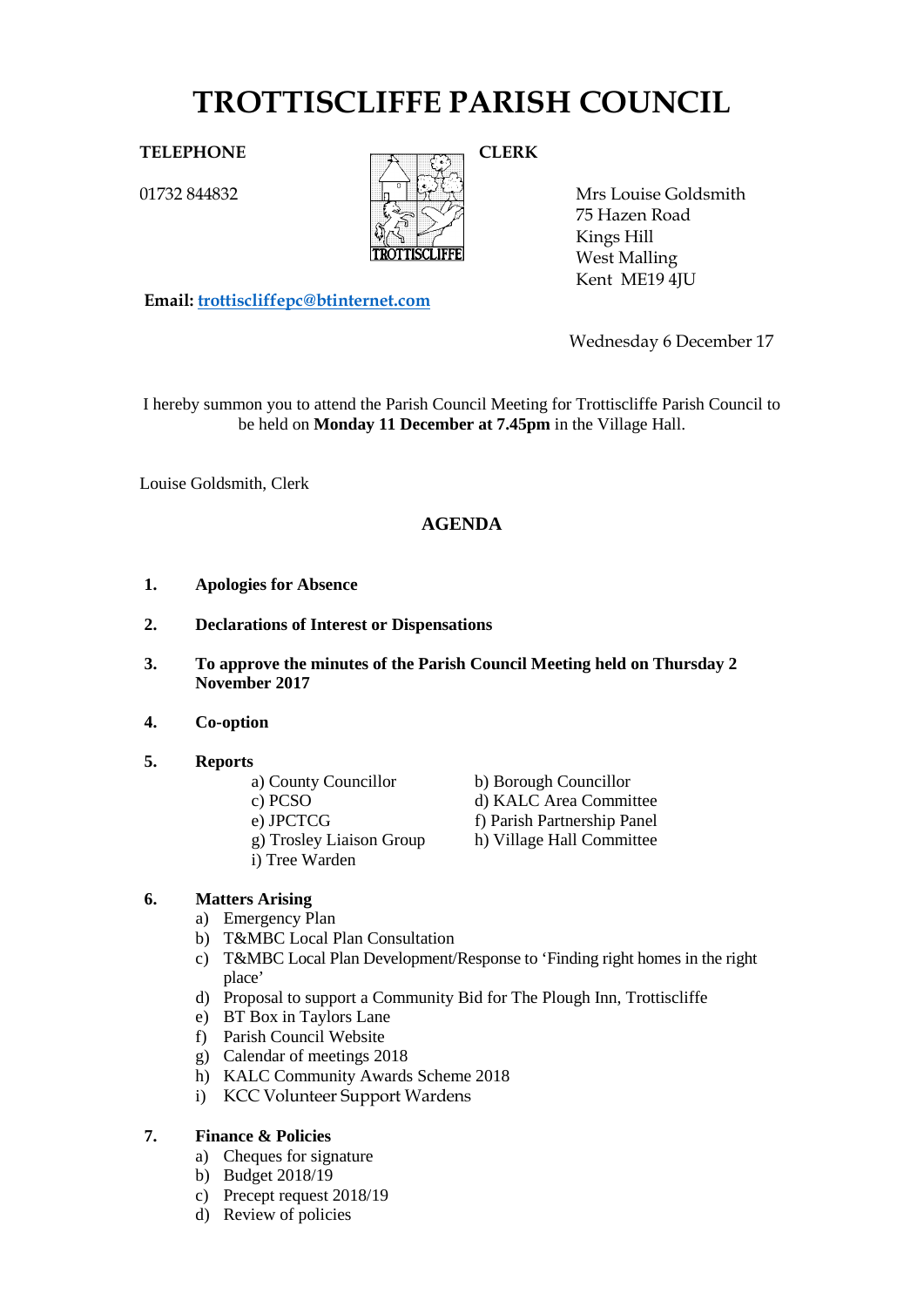# TROTTISCLIFFE PARISH COUNCIL

**TELEPHONE**

01732 844832

**CLERK**

Mrs Louise Goldsmith
75 Hazen Road
Kings Hill
West Malling
Kent ME19 4JU

**Email:** trottiscliffepc@btinternet.com

Wednesday 6 December 17

I hereby summon you to attend the Parish Council Meeting for Trottiscliffe Parish Council to be held on **Monday 11 December at 7.45pm** in the Village Hall.

Louise Goldsmith, Clerk

## AGENDA

1. **Apologies for Absence**

2. **Declarations of Interest or Dispensations**

3. **To approve the minutes of the Parish Council Meeting held on Thursday 2 November 2017**

4. **Co-option**

5. **Reports**
   - a) County Councillor
   - b) Borough Councillor
   - c) PCSO
   - d) KALC Area Committee
   - e) JPCTCG
   - f) Parish Partnership Panel
   - g) Trosley Liaison Group
   - h) Village Hall Committee
   - i) Tree Warden

6. **Matters Arising**
   - a) Emergency Plan
   - b) T&MBC Local Plan Consultation
   - c) T&MBC Local Plan Development/Response to 'Finding right homes in the right place'
   - d) Proposal to support a Community Bid for The Plough Inn, Trottiscliffe
   - e) BT Box in Taylors Lane
   - f) Parish Council Website
   - g) Calendar of meetings 2018
   - h) KALC Community Awards Scheme 2018
   - i) KCC Volunteer Support Wardens

7. **Finance & Policies**
   - a) Cheques for signature
   - b) Budget 2018/19
   - c) Precept request 2018/19
   - d) Review of policies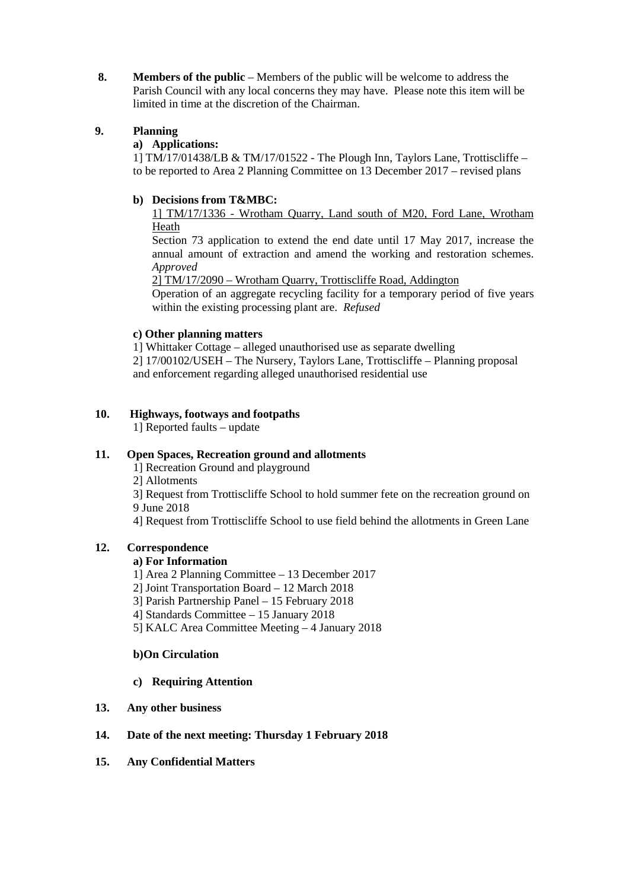**8.** **Members of the public** – Members of the public will be welcome to address the Parish Council with any local concerns they may have. Please note this item will be limited in time at the discretion of the Chairman.

**9.** **Planning**

**a) Applications:**

1] TM/17/01438/LB & TM/17/01522 - The Plough Inn, Taylors Lane, Trottiscliffe – to be reported to Area 2 Planning Committee on 13 December 2017 – revised plans

**b) Decisions from T&MBC:**

1] TM/17/1336 - Wrotham Quarry, Land south of M20, Ford Lane, Wrotham Heath

Section 73 application to extend the end date until 17 May 2017, increase the annual amount of extraction and amend the working and restoration schemes. *Approved*

2] TM/17/2090 – Wrotham Quarry, Trottiscliffe Road, Addington

Operation of an aggregate recycling facility for a temporary period of five years within the existing processing plant are. *Refused*

**c) Other planning matters**

1] Whittaker Cottage – alleged unauthorised use as separate dwelling

2] 17/00102/USEH – The Nursery, Taylors Lane, Trottiscliffe – Planning proposal and enforcement regarding alleged unauthorised residential use

**10.** **Highways, footways and footpaths**

1] Reported faults – update

**11.** **Open Spaces, Recreation ground and allotments**

1] Recreation Ground and playground

2] Allotments

3] Request from Trottiscliffe School to hold summer fete on the recreation ground on 9 June 2018

4] Request from Trottiscliffe School to use field behind the allotments in Green Lane

**12.** **Correspondence**

**a) For Information**

1] Area 2 Planning Committee – 13 December 2017

2] Joint Transportation Board – 12 March 2018

3] Parish Partnership Panel – 15 February 2018

4] Standards Committee – 15 January 2018

5] KALC Area Committee Meeting – 4 January 2018

**b)On Circulation**

**c) Requiring Attention**

**13.** **Any other business**

**14.** **Date of the next meeting: Thursday 1 February 2018**

**15.** **Any Confidential Matters**